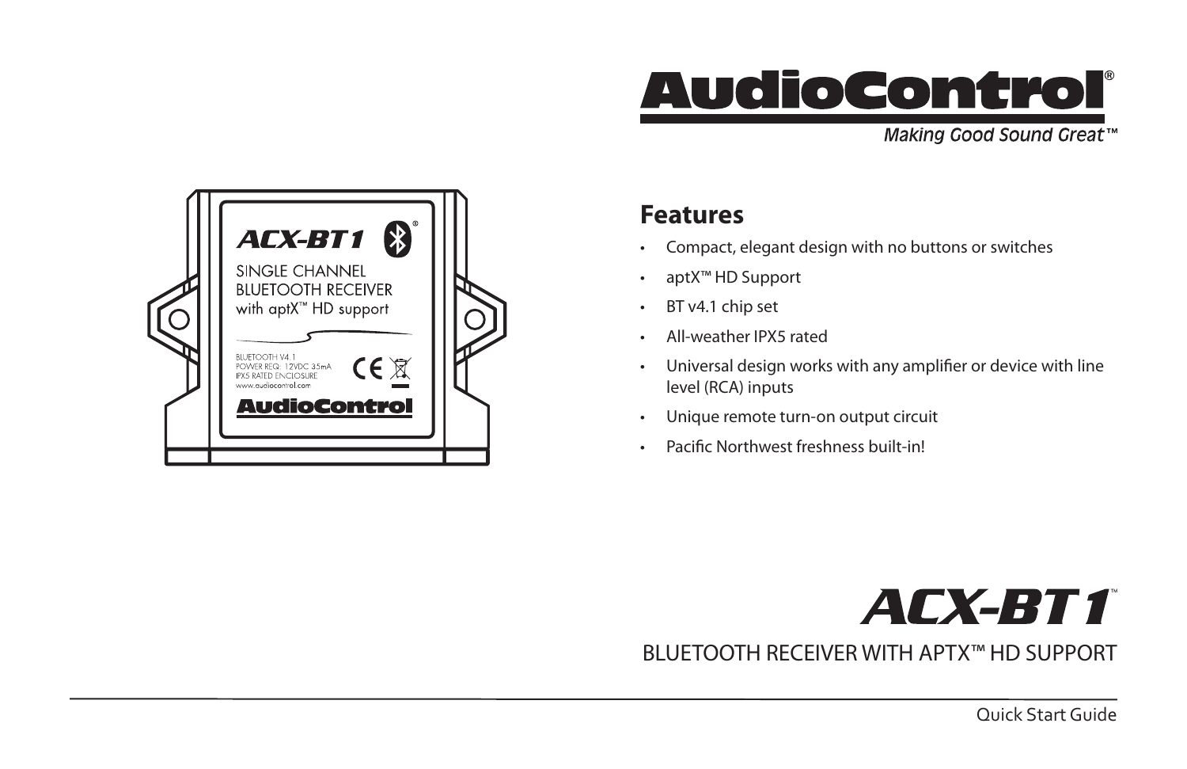# AudioControl®

*Making Good Sound Great™*

## Features

- Compact, elegant design with no buttons or switches
- aptX™ HD Support
- BT v4.1 chip set
- All-weather IPX5 rated
- Universal design works with any amplifier or device with line level (RCA) inputs
- Unique remote turn-on output circuit
- Pacific Northwest freshness built-in!

# ACX-BT1™

BLUETOOTH RECEIVER WITH APTX™ HD SUPPORT

Quick Start Guide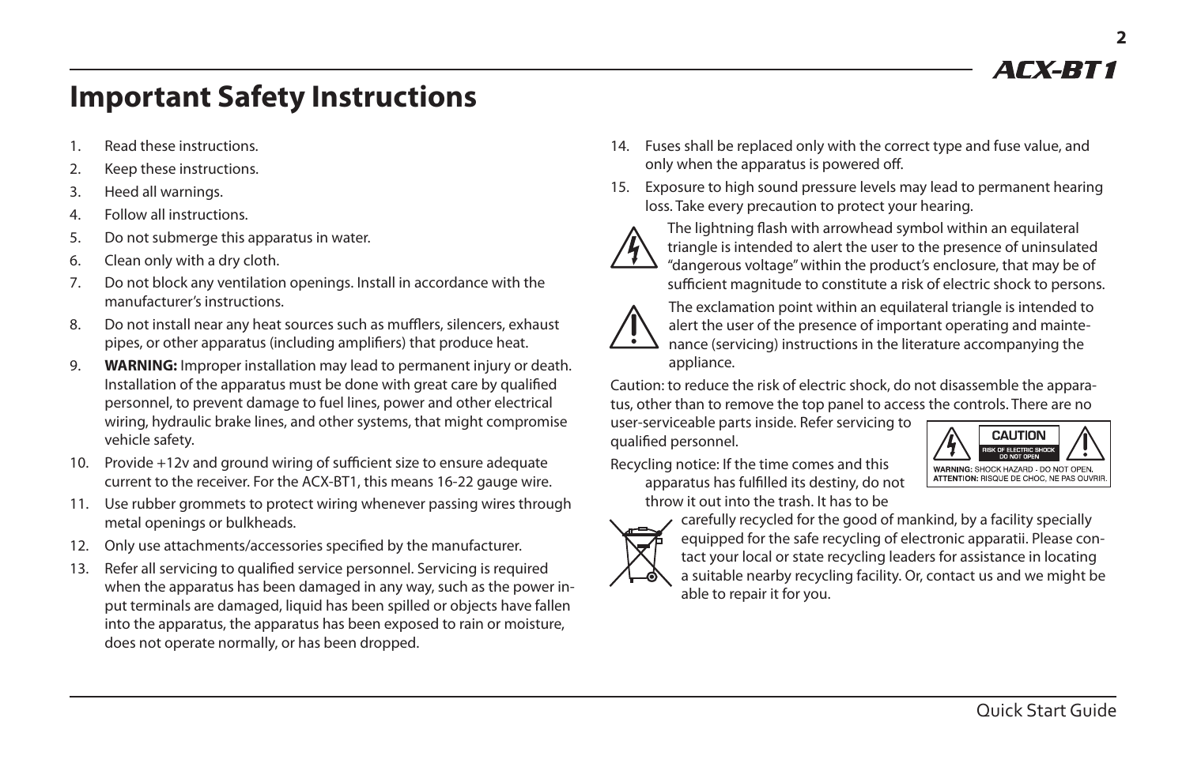# Important Safety Instructions

1. Read these instructions.
2. Keep these instructions.
3. Heed all warnings.
4. Follow all instructions.
5. Do not submerge this apparatus in water.
6. Clean only with a dry cloth.
7. Do not block any ventilation openings. Install in accordance with the manufacturer's instructions.
8. Do not install near any heat sources such as mufflers, silencers, exhaust pipes, or other apparatus (including amplifiers) that produce heat.
9. **WARNING:** Improper installation may lead to permanent injury or death. Installation of the apparatus must be done with great care by qualified personnel, to prevent damage to fuel lines, power and other electrical wiring, hydraulic brake lines, and other systems, that might compromise vehicle safety.
10. Provide +12v and ground wiring of sufficient size to ensure adequate current to the receiver. For the ACX-BT1, this means 16-22 gauge wire.
11. Use rubber grommets to protect wiring whenever passing wires through metal openings or bulkheads.
12. Only use attachments/accessories specified by the manufacturer.
13. Refer all servicing to qualified service personnel. Servicing is required when the apparatus has been damaged in any way, such as the power input terminals are damaged, liquid has been spilled or objects have fallen into the apparatus, the apparatus has been exposed to rain or moisture, does not operate normally, or has been dropped.
14. Fuses shall be replaced only with the correct type and fuse value, and only when the apparatus is powered off.
15. Exposure to high sound pressure levels may lead to permanent hearing loss. Take every precaution to protect your hearing.

The lightning flash with arrowhead symbol within an equilateral triangle is intended to alert the user to the presence of uninsulated "dangerous voltage" within the product's enclosure, that may be of sufficient magnitude to constitute a risk of electric shock to persons.

The exclamation point within an equilateral triangle is intended to alert the user of the presence of important operating and maintenance (servicing) instructions in the literature accompanying the appliance.

Caution: to reduce the risk of electric shock, do not disassemble the apparatus, other than to remove the top panel to access the controls. There are no user-serviceable parts inside. Refer servicing to qualified personnel.

CAUTION
RISK OF ELECTRIC SHOCK
DO NOT OPEN
**WARNING:** SHOCK HAZARD - DO NOT OPEN.
**ATTENTION:** RISQUE DE CHOC, NE PAS OUVRIR.

Recycling notice: If the time comes and this apparatus has fulfilled its destiny, do not throw it out into the trash. It has to be carefully recycled for the good of mankind, by a facility specially equipped for the safe recycling of electronic apparatii. Please contact your local or state recycling leaders for assistance in locating a suitable nearby recycling facility. Or, contact us and we might be able to repair it for you.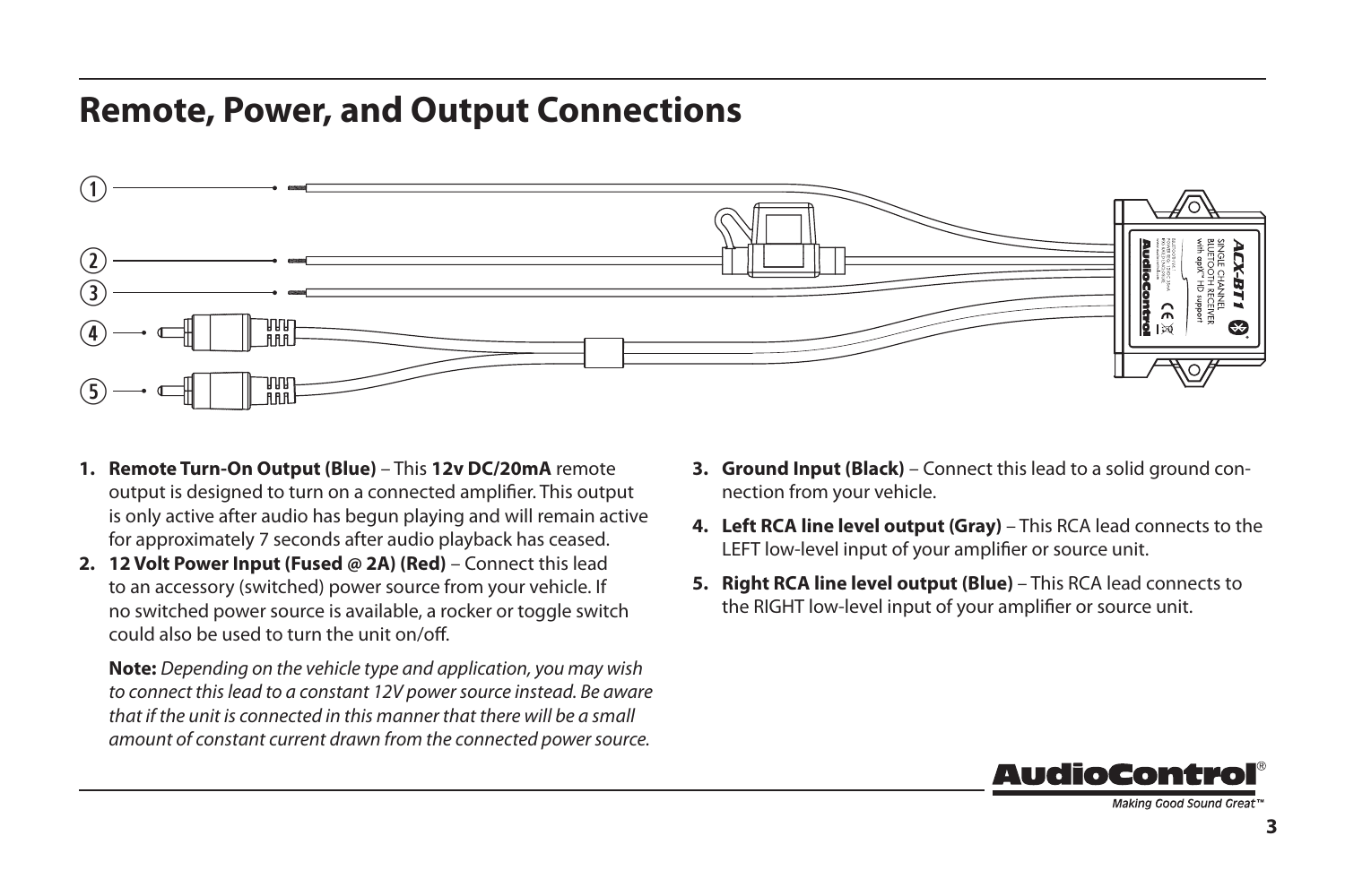# Remote, Power, and Output Connections

1. **Remote Turn-On Output (Blue)** – This **12v DC/20mA** remote output is designed to turn on a connected amplifier. This output is only active after audio has begun playing and will remain active for approximately 7 seconds after audio playback has ceased.
2. **12 Volt Power Input (Fused @ 2A) (Red)** – Connect this lead to an accessory (switched) power source from your vehicle. If no switched power source is available, a rocker or toggle switch could also be used to turn the unit on/off.

   **Note:** *Depending on the vehicle type and application, you may wish to connect this lead to a constant 12V power source instead. Be aware that if the unit is connected in this manner that there will be a small amount of constant current drawn from the connected power source.*

3. **Ground Input (Black)** – Connect this lead to a solid ground connection from your vehicle.
4. **Left RCA line level output (Gray)** – This RCA lead connects to the LEFT low-level input of your amplifier or source unit.
5. **Right RCA line level output (Blue)** – This RCA lead connects to the RIGHT low-level input of your amplifier or source unit.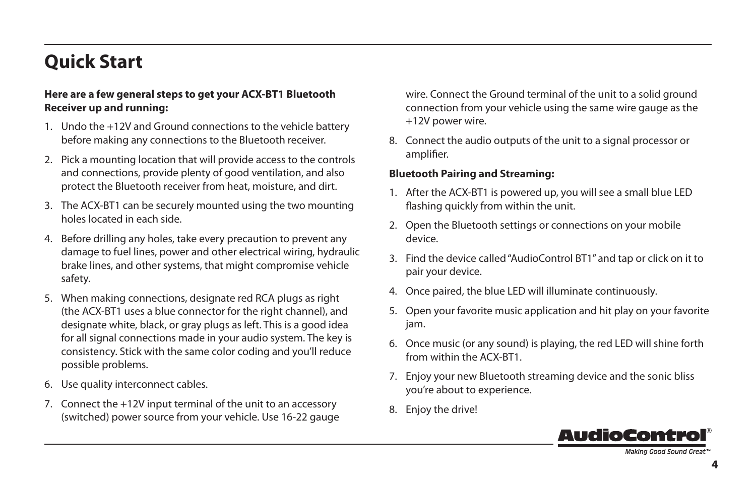# Quick Start

**Here are a few general steps to get your ACX-BT1 Bluetooth Receiver up and running:**

1. Undo the +12V and Ground connections to the vehicle battery before making any connections to the Bluetooth receiver.
2. Pick a mounting location that will provide access to the controls and connections, provide plenty of good ventilation, and also protect the Bluetooth receiver from heat, moisture, and dirt.
3. The ACX-BT1 can be securely mounted using the two mounting holes located in each side.
4. Before drilling any holes, take every precaution to prevent any damage to fuel lines, power and other electrical wiring, hydraulic brake lines, and other systems, that might compromise vehicle safety.
5. When making connections, designate red RCA plugs as right (the ACX-BT1 uses a blue connector for the right channel), and designate white, black, or gray plugs as left. This is a good idea for all signal connections made in your audio system. The key is consistency. Stick with the same color coding and you'll reduce possible problems.
6. Use quality interconnect cables.
7. Connect the +12V input terminal of the unit to an accessory (switched) power source from your vehicle. Use 16-22 gauge wire. Connect the Ground terminal of the unit to a solid ground connection from your vehicle using the same wire gauge as the +12V power wire.
8. Connect the audio outputs of the unit to a signal processor or amplifier.

**Bluetooth Pairing and Streaming:**

1. After the ACX-BT1 is powered up, you will see a small blue LED flashing quickly from within the unit.
2. Open the Bluetooth settings or connections on your mobile device.
3. Find the device called "AudioControl BT1" and tap or click on it to pair your device.
4. Once paired, the blue LED will illuminate continuously.
5. Open your favorite music application and hit play on your favorite jam.
6. Once music (or any sound) is playing, the red LED will shine forth from within the ACX-BT1.
7. Enjoy your new Bluetooth streaming device and the sonic bliss you're about to experience.
8. Enjoy the drive!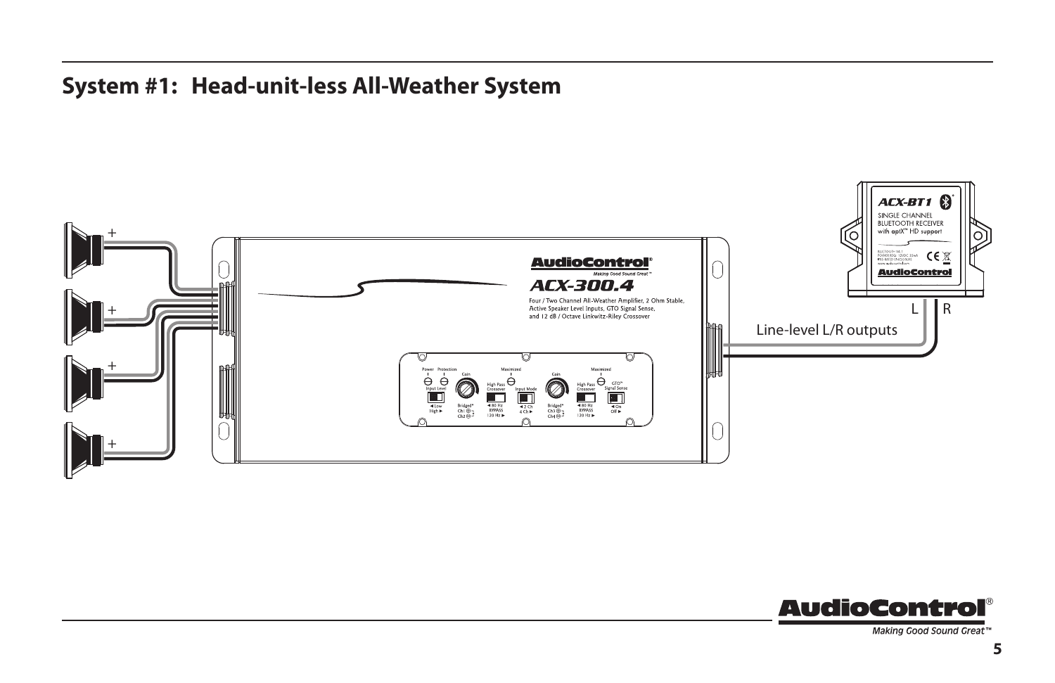## System #1: Head-unit-less All-Weather System

Line-level L/R outputs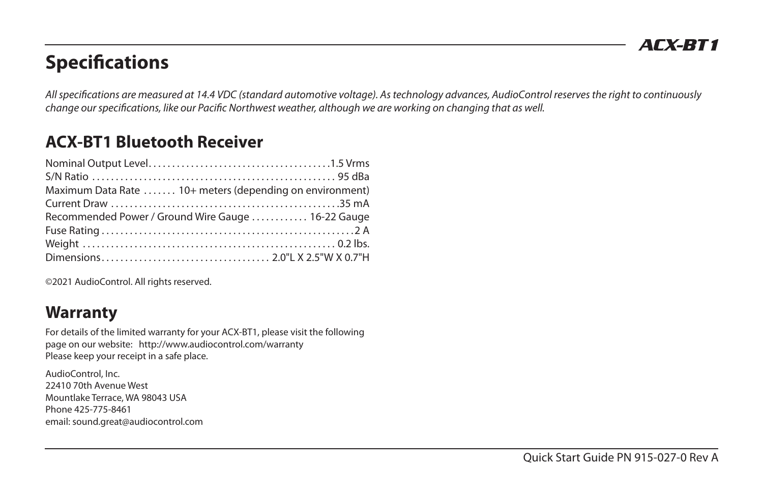# Specifications

*All specifications are measured at 14.4 VDC (standard automotive voltage). As technology advances, AudioControl reserves the right to continuously change our specifications, like our Pacific Northwest weather, although we are working on changing that as well.*

## ACX-BT1 Bluetooth Receiver

| | |
|---|---|
| Nominal Output Level | 1.5 Vrms |
| S/N Ratio | 95 dBa |
| Maximum Data Rate | 10+ meters (depending on environment) |
| Current Draw | 35 mA |
| Recommended Power / Ground Wire Gauge | 16-22 Gauge |
| Fuse Rating | 2 A |
| Weight | 0.2 lbs. |
| Dimensions | 2.0"L X 2.5"W X 0.7"H |

©2021 AudioControl. All rights reserved.

## Warranty

For details of the limited warranty for your ACX-BT1, please visit the following page on our website: http://www.audiocontrol.com/warranty
Please keep your receipt in a safe place.

AudioControl, Inc.
22410 70th Avenue West
Mountlake Terrace, WA 98043 USA
Phone 425-775-8461
email: sound.great@audiocontrol.com

Quick Start Guide PN 915-027-0 Rev A